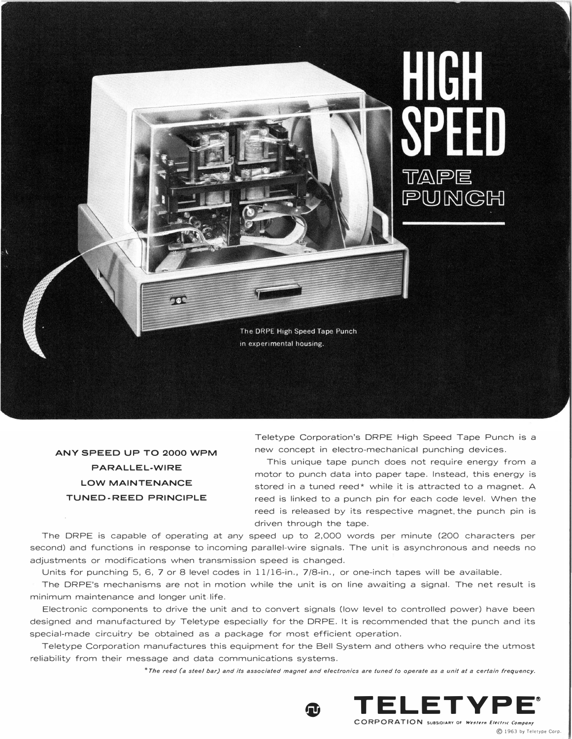# HIGH SPEED TAPE PUNCH

The DRPE High Speed Tape Punch in experimental housing.

**ANY SPEED UP TO 2000 WPM**
**PARALLEL-WIRE**
**LOW MAINTENANCE**
**TUNED-REED PRINCIPLE**

Teletype Corporation's DRPE High Speed Tape Punch is a new concept in electro-mechanical punching devices.

This unique tape punch does not require energy from a motor to punch data into paper tape. Instead, this energy is stored in a tuned reed* while it is attracted to a magnet. A reed is linked to a punch pin for each code level. When the reed is released by its respective magnet, the punch pin is driven through the tape.

The DRPE is capable of operating at any speed up to 2,000 words per minute (200 characters per second) and functions in response to incoming parallel-wire signals. The unit is asynchronous and needs no adjustments or modifications when transmission speed is changed.

Units for punching 5, 6, 7 or 8 level codes in 11/16-in., 7/8-in., or one-inch tapes will be available.

The DRPE's mechanisms are not in motion while the unit is on line awaiting a signal. The net result is minimum maintenance and longer unit life.

Electronic components to drive the unit and to convert signals (low level to controlled power) have been designed and manufactured by Teletype especially for the DRPE. It is recommended that the punch and its special-made circuitry be obtained as a package for most efficient operation.

Teletype Corporation manufactures this equipment for the Bell System and others who require the utmost reliability from their message and data communications systems.

*\*The reed (a steel bar) and its associated magnet and electronics are tuned to operate as a unit at a certain frequency.*

**TELETYPE®**
CORPORATION SUBSIDIARY OF *Western Electric Company*

© 1963 by Teletype Corp.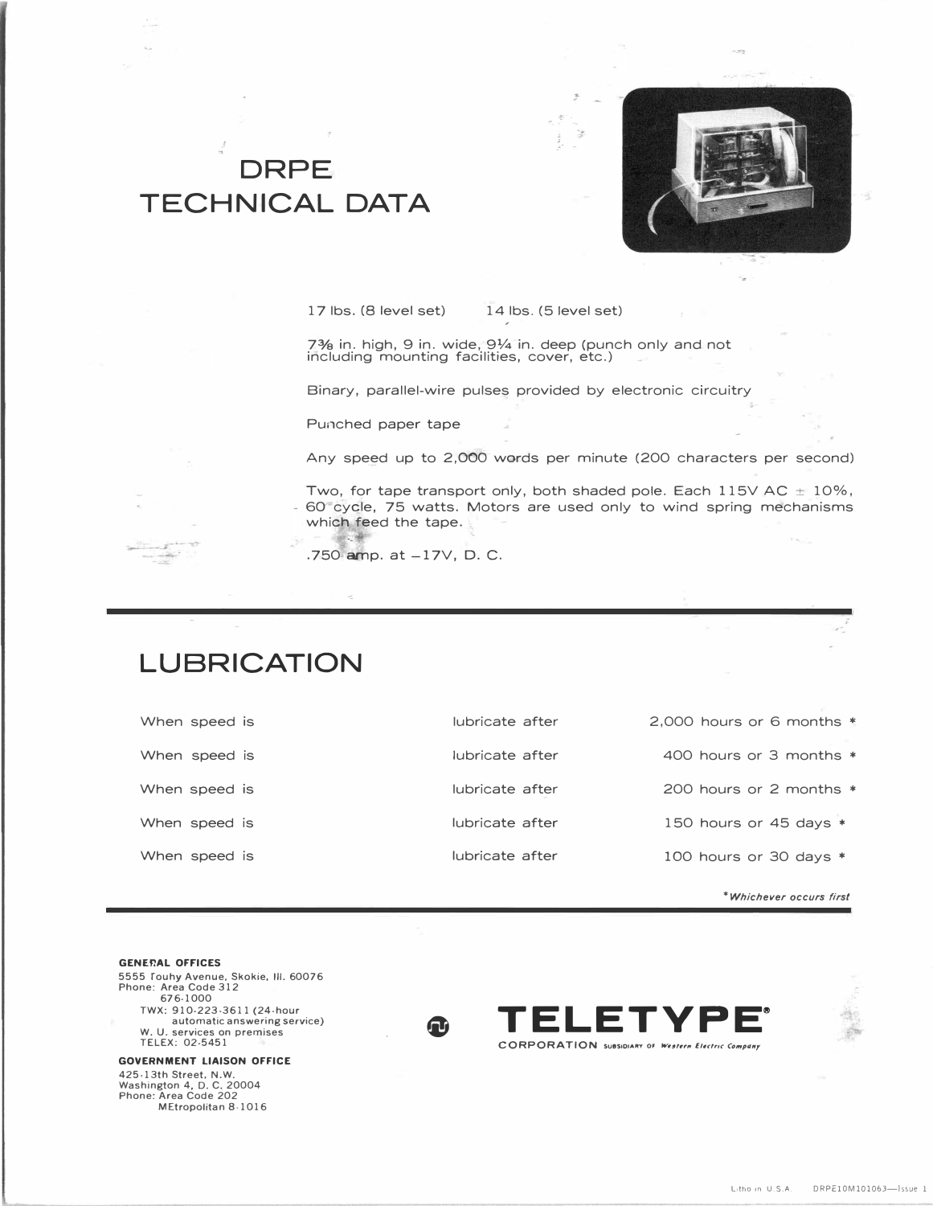# DRPE TECHNICAL DATA

17 lbs. (8 level set) 14 lbs. (5 level set)

7⅜ in. high, 9 in. wide, 9¼ in. deep (punch only and not including mounting facilities, cover, etc.)

Binary, parallel-wire pulses provided by electronic circuitry

Punched paper tape

Any speed up to 2,000 words per minute (200 characters per second)

Two, for tape transport only, both shaded pole. Each 115V AC ± 10%, 60 cycle, 75 watts. Motors are used only to wind spring mechanisms which feed the tape.

.750 amp. at −17V, D. C.

# LUBRICATION

| | | |
|---|---|---|
| When speed is | lubricate after | 2,000 hours or 6 months * |
| When speed is | lubricate after | 400 hours or 3 months * |
| When speed is | lubricate after | 200 hours or 2 months * |
| When speed is | lubricate after | 150 hours or 45 days * |
| When speed is | lubricate after | 100 hours or 30 days * |

*\*Whichever occurs first*

**GENERAL OFFICES**
5555 Touhy Avenue, Skokie, Ill. 60076
Phone: Area Code 312
676-1000
TWX: 910-223-3611 (24-hour automatic answering service)
W. U. services on premises
TELEX: 02-5451

**GOVERNMENT LIAISON OFFICE**
425-13th Street, N.W.
Washington 4, D. C. 20004
Phone: Area Code 202
METropolitan 8-1016

**TELETYPE®**
CORPORATION SUBSIDIARY OF *Western Electric Company*

Litho in U.S.A. DRPE10M101063—Issue 1